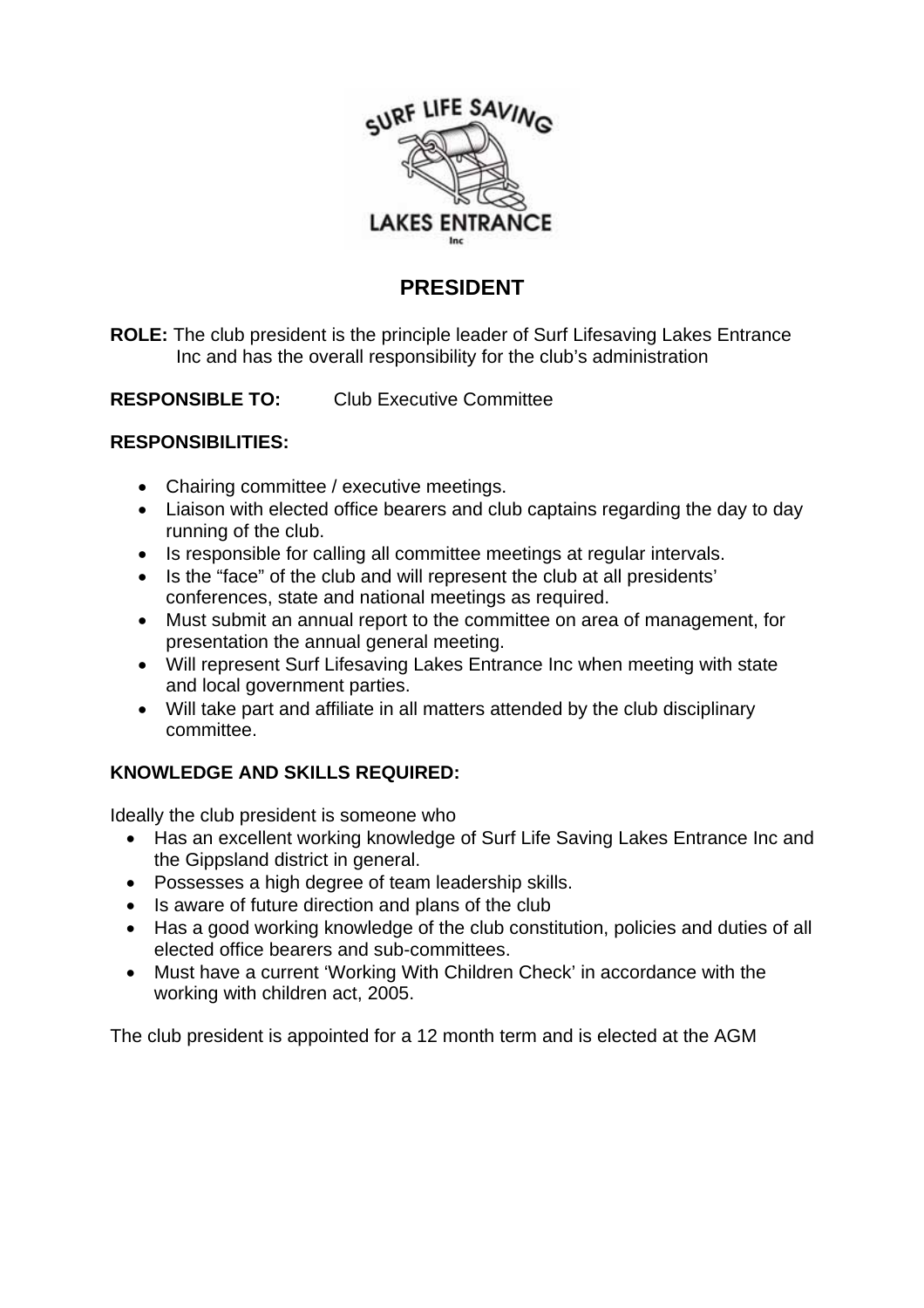# PRESIDENT

**ROLE:** The club president is the principle leader of Surf Lifesaving Lakes Entrance Inc and has the overall responsibility for the club's administration

**RESPONSIBLE TO:** Club Executive Committee

**RESPONSIBILITIES:**

- Chairing committee / executive meetings.
- Liaison with elected office bearers and club captains regarding the day to day running of the club.
- Is responsible for calling all committee meetings at regular intervals.
- Is the "face" of the club and will represent the club at all presidents' conferences, state and national meetings as required.
- Must submit an annual report to the committee on area of management, for presentation the annual general meeting.
- Will represent Surf Lifesaving Lakes Entrance Inc when meeting with state and local government parties.
- Will take part and affiliate in all matters attended by the club disciplinary committee.

**KNOWLEDGE AND SKILLS REQUIRED:**

Ideally the club president is someone who

- Has an excellent working knowledge of Surf Life Saving Lakes Entrance Inc and the Gippsland district in general.
- Possesses a high degree of team leadership skills.
- Is aware of future direction and plans of the club
- Has a good working knowledge of the club constitution, policies and duties of all elected office bearers and sub-committees.
- Must have a current 'Working With Children Check' in accordance with the working with children act, 2005.

The club president is appointed for a 12 month term and is elected at the AGM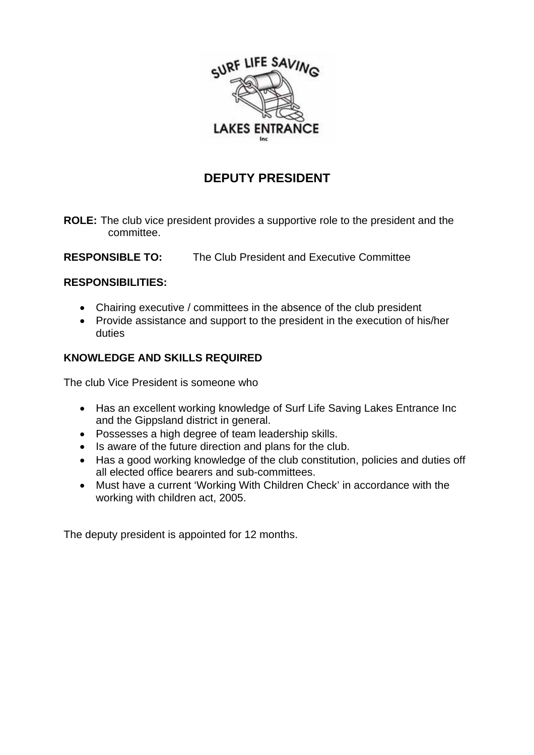# DEPUTY PRESIDENT

**ROLE:** The club vice president provides a supportive role to the president and the committee.

**RESPONSIBLE TO:** The Club President and Executive Committee

**RESPONSIBILITIES:**

- Chairing executive / committees in the absence of the club president
- Provide assistance and support to the president in the execution of his/her duties

**KNOWLEDGE AND SKILLS REQUIRED**

The club Vice President is someone who

- Has an excellent working knowledge of Surf Life Saving Lakes Entrance Inc and the Gippsland district in general.
- Possesses a high degree of team leadership skills.
- Is aware of the future direction and plans for the club.
- Has a good working knowledge of the club constitution, policies and duties off all elected office bearers and sub-committees.
- Must have a current 'Working With Children Check' in accordance with the working with children act, 2005.

The deputy president is appointed for 12 months.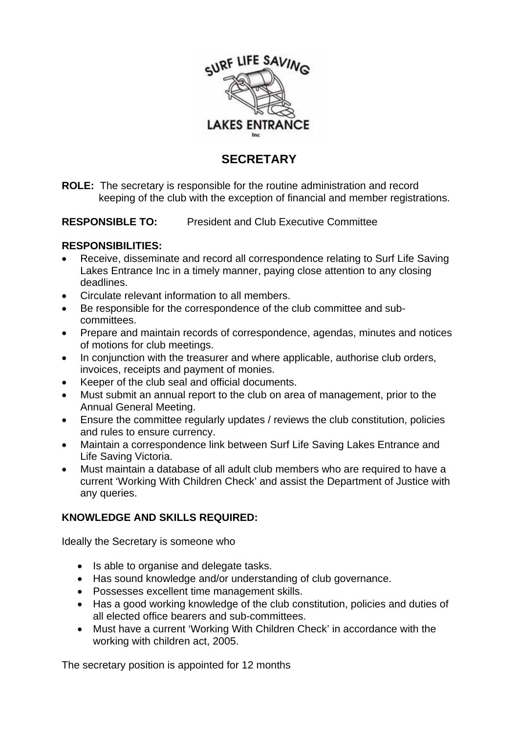# SECRETARY

**ROLE:** The secretary is responsible for the routine administration and record keeping of the club with the exception of financial and member registrations.

**RESPONSIBLE TO:** President and Club Executive Committee

**RESPONSIBILITIES:**

- Receive, disseminate and record all correspondence relating to Surf Life Saving Lakes Entrance Inc in a timely manner, paying close attention to any closing deadlines.
- Circulate relevant information to all members.
- Be responsible for the correspondence of the club committee and sub-committees.
- Prepare and maintain records of correspondence, agendas, minutes and notices of motions for club meetings.
- In conjunction with the treasurer and where applicable, authorise club orders, invoices, receipts and payment of monies.
- Keeper of the club seal and official documents.
- Must submit an annual report to the club on area of management, prior to the Annual General Meeting.
- Ensure the committee regularly updates / reviews the club constitution, policies and rules to ensure currency.
- Maintain a correspondence link between Surf Life Saving Lakes Entrance and Life Saving Victoria.
- Must maintain a database of all adult club members who are required to have a current 'Working With Children Check' and assist the Department of Justice with any queries.

**KNOWLEDGE AND SKILLS REQUIRED:**

Ideally the Secretary is someone who

- Is able to organise and delegate tasks.
- Has sound knowledge and/or understanding of club governance.
- Possesses excellent time management skills.
- Has a good working knowledge of the club constitution, policies and duties of all elected office bearers and sub-committees.
- Must have a current 'Working With Children Check' in accordance with the working with children act, 2005.

The secretary position is appointed for 12 months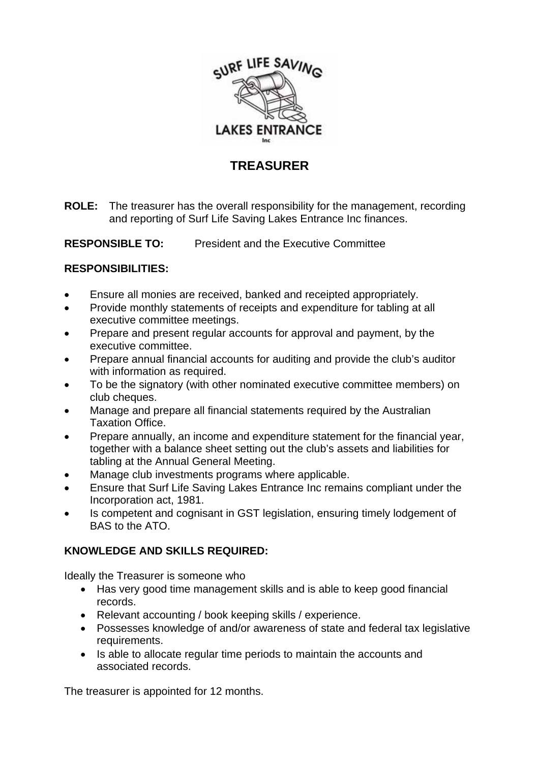# TREASURER

**ROLE:** The treasurer has the overall responsibility for the management, recording and reporting of Surf Life Saving Lakes Entrance Inc finances.

**RESPONSIBLE TO:** President and the Executive Committee

**RESPONSIBILITIES:**

- Ensure all monies are received, banked and receipted appropriately.
- Provide monthly statements of receipts and expenditure for tabling at all executive committee meetings.
- Prepare and present regular accounts for approval and payment, by the executive committee.
- Prepare annual financial accounts for auditing and provide the club's auditor with information as required.
- To be the signatory (with other nominated executive committee members) on club cheques.
- Manage and prepare all financial statements required by the Australian Taxation Office.
- Prepare annually, an income and expenditure statement for the financial year, together with a balance sheet setting out the club's assets and liabilities for tabling at the Annual General Meeting.
- Manage club investments programs where applicable.
- Ensure that Surf Life Saving Lakes Entrance Inc remains compliant under the Incorporation act, 1981.
- Is competent and cognisant in GST legislation, ensuring timely lodgement of BAS to the ATO.

**KNOWLEDGE AND SKILLS REQUIRED:**

Ideally the Treasurer is someone who

- Has very good time management skills and is able to keep good financial records.
- Relevant accounting / book keeping skills / experience.
- Possesses knowledge of and/or awareness of state and federal tax legislative requirements.
- Is able to allocate regular time periods to maintain the accounts and associated records.

The treasurer is appointed for 12 months.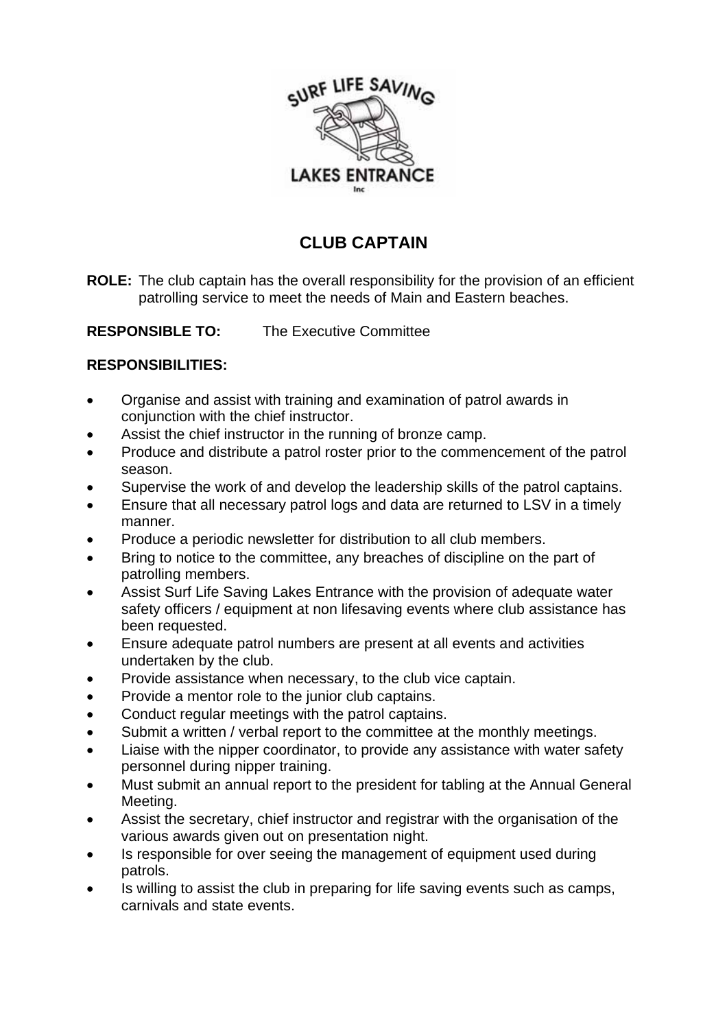# CLUB CAPTAIN

**ROLE:** The club captain has the overall responsibility for the provision of an efficient patrolling service to meet the needs of Main and Eastern beaches.

**RESPONSIBLE TO:** The Executive Committee

**RESPONSIBILITIES:**

- Organise and assist with training and examination of patrol awards in conjunction with the chief instructor.
- Assist the chief instructor in the running of bronze camp.
- Produce and distribute a patrol roster prior to the commencement of the patrol season.
- Supervise the work of and develop the leadership skills of the patrol captains.
- Ensure that all necessary patrol logs and data are returned to LSV in a timely manner.
- Produce a periodic newsletter for distribution to all club members.
- Bring to notice to the committee, any breaches of discipline on the part of patrolling members.
- Assist Surf Life Saving Lakes Entrance with the provision of adequate water safety officers / equipment at non lifesaving events where club assistance has been requested.
- Ensure adequate patrol numbers are present at all events and activities undertaken by the club.
- Provide assistance when necessary, to the club vice captain.
- Provide a mentor role to the junior club captains.
- Conduct regular meetings with the patrol captains.
- Submit a written / verbal report to the committee at the monthly meetings.
- Liaise with the nipper coordinator, to provide any assistance with water safety personnel during nipper training.
- Must submit an annual report to the president for tabling at the Annual General Meeting.
- Assist the secretary, chief instructor and registrar with the organisation of the various awards given out on presentation night.
- Is responsible for over seeing the management of equipment used during patrols.
- Is willing to assist the club in preparing for life saving events such as camps, carnivals and state events.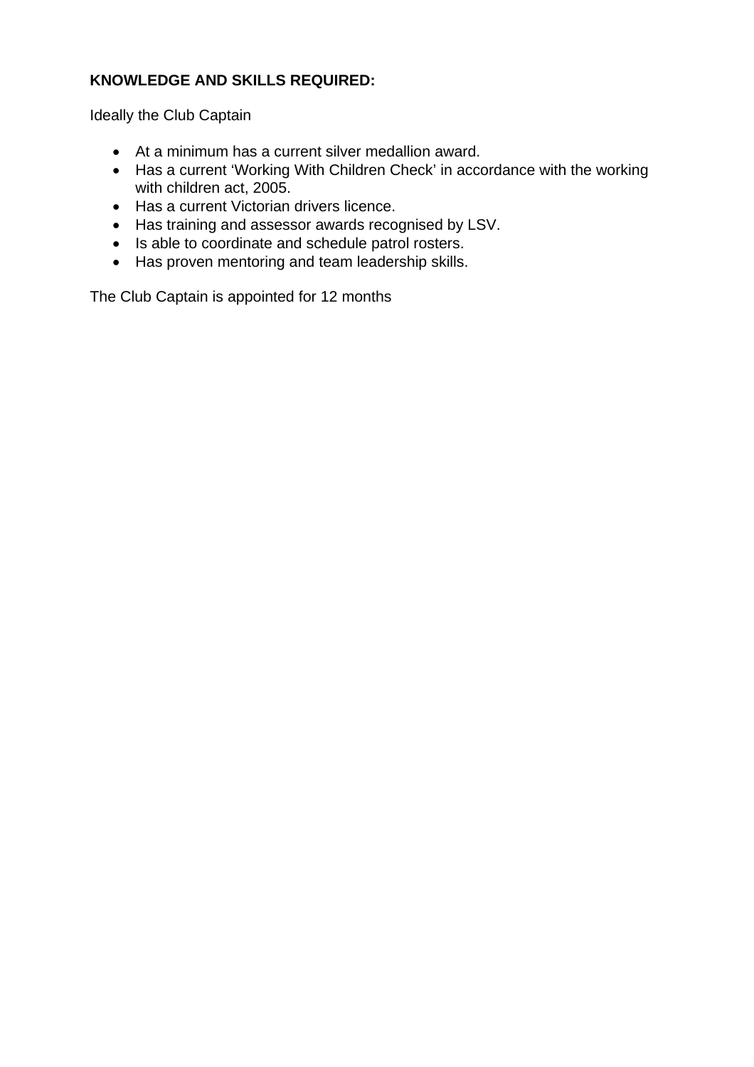**KNOWLEDGE AND SKILLS REQUIRED:**

Ideally the Club Captain

- At a minimum has a current silver medallion award.
- Has a current 'Working With Children Check' in accordance with the working with children act, 2005.
- Has a current Victorian drivers licence.
- Has training and assessor awards recognised by LSV.
- Is able to coordinate and schedule patrol rosters.
- Has proven mentoring and team leadership skills.

The Club Captain is appointed for 12 months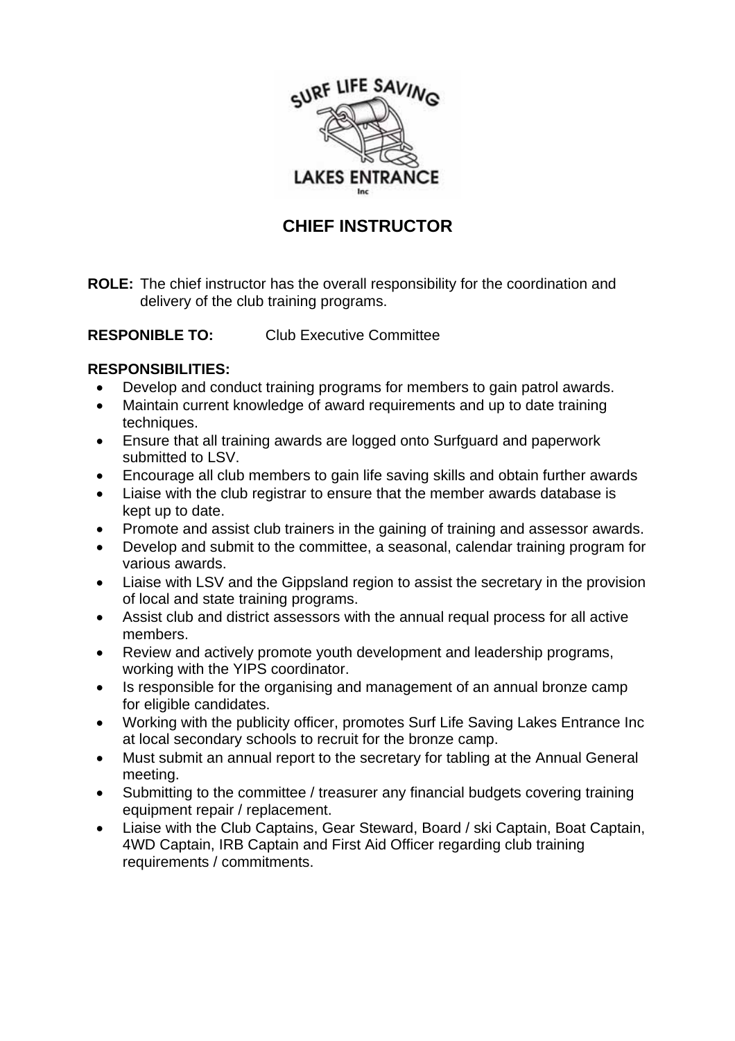# CHIEF INSTRUCTOR

**ROLE:** The chief instructor has the overall responsibility for the coordination and delivery of the club training programs.

**RESPONIBLE TO:** Club Executive Committee

**RESPONSIBILITIES:**

- Develop and conduct training programs for members to gain patrol awards.
- Maintain current knowledge of award requirements and up to date training techniques.
- Ensure that all training awards are logged onto Surfguard and paperwork submitted to LSV.
- Encourage all club members to gain life saving skills and obtain further awards
- Liaise with the club registrar to ensure that the member awards database is kept up to date.
- Promote and assist club trainers in the gaining of training and assessor awards.
- Develop and submit to the committee, a seasonal, calendar training program for various awards.
- Liaise with LSV and the Gippsland region to assist the secretary in the provision of local and state training programs.
- Assist club and district assessors with the annual requal process for all active members.
- Review and actively promote youth development and leadership programs, working with the YIPS coordinator.
- Is responsible for the organising and management of an annual bronze camp for eligible candidates.
- Working with the publicity officer, promotes Surf Life Saving Lakes Entrance Inc at local secondary schools to recruit for the bronze camp.
- Must submit an annual report to the secretary for tabling at the Annual General meeting.
- Submitting to the committee / treasurer any financial budgets covering training equipment repair / replacement.
- Liaise with the Club Captains, Gear Steward, Board / ski Captain, Boat Captain, 4WD Captain, IRB Captain and First Aid Officer regarding club training requirements / commitments.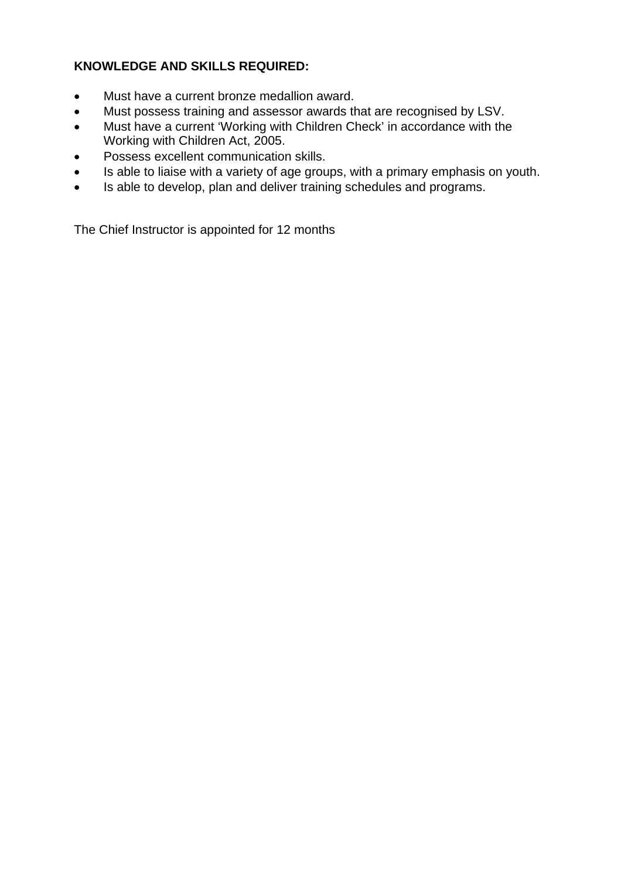**KNOWLEDGE AND SKILLS REQUIRED:**

- Must have a current bronze medallion award.
- Must possess training and assessor awards that are recognised by LSV.
- Must have a current ‘Working with Children Check’ in accordance with the Working with Children Act, 2005.
- Possess excellent communication skills.
- Is able to liaise with a variety of age groups, with a primary emphasis on youth.
- Is able to develop, plan and deliver training schedules and programs.

The Chief Instructor is appointed for 12 months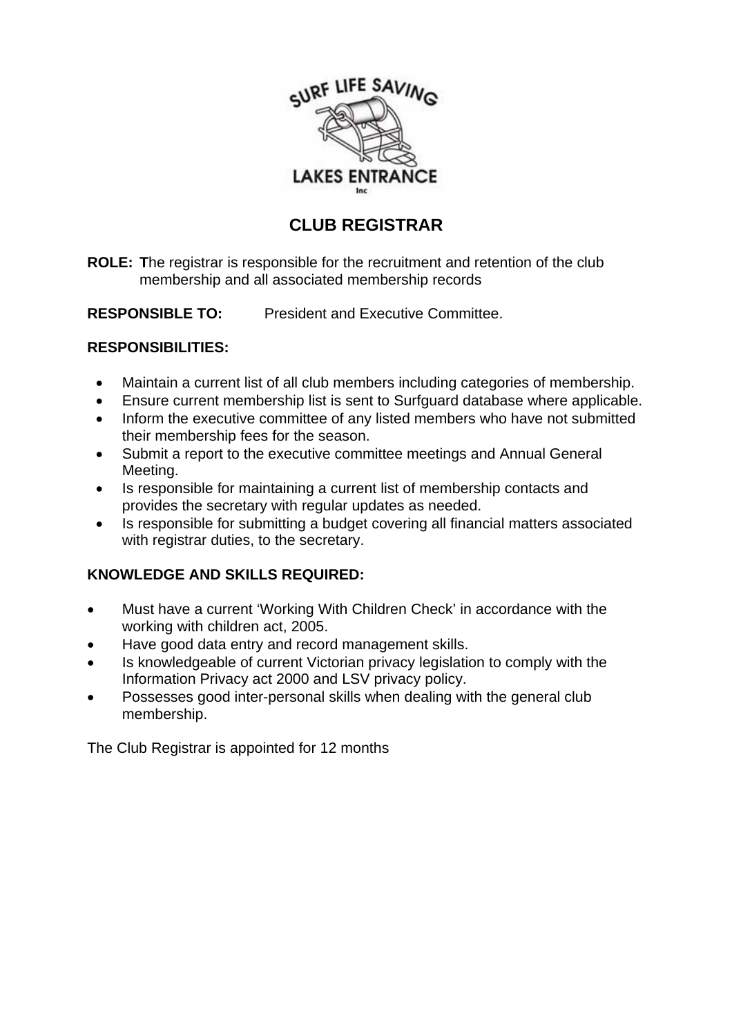# CLUB REGISTRAR

**ROLE:** **T**he registrar is responsible for the recruitment and retention of the club membership and all associated membership records

**RESPONSIBLE TO:** President and Executive Committee.

**RESPONSIBILITIES:**

- Maintain a current list of all club members including categories of membership.
- Ensure current membership list is sent to Surfguard database where applicable.
- Inform the executive committee of any listed members who have not submitted their membership fees for the season.
- Submit a report to the executive committee meetings and Annual General Meeting.
- Is responsible for maintaining a current list of membership contacts and provides the secretary with regular updates as needed.
- Is responsible for submitting a budget covering all financial matters associated with registrar duties, to the secretary.

**KNOWLEDGE AND SKILLS REQUIRED:**

- Must have a current 'Working With Children Check' in accordance with the working with children act, 2005.
- Have good data entry and record management skills.
- Is knowledgeable of current Victorian privacy legislation to comply with the Information Privacy act 2000 and LSV privacy policy.
- Possesses good inter-personal skills when dealing with the general club membership.

The Club Registrar is appointed for 12 months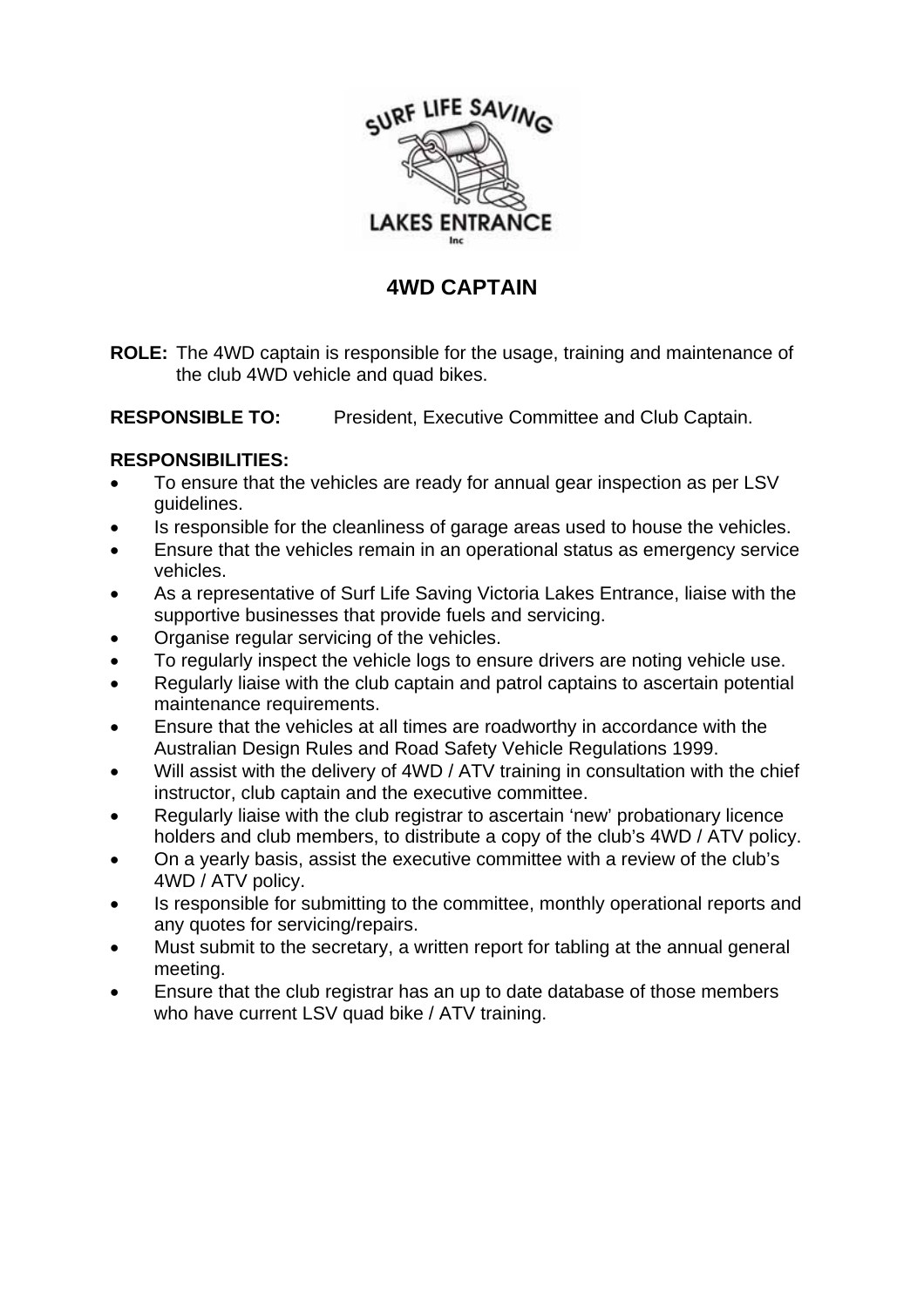# 4WD CAPTAIN

**ROLE:** The 4WD captain is responsible for the usage, training and maintenance of the club 4WD vehicle and quad bikes.

**RESPONSIBLE TO:** President, Executive Committee and Club Captain.

**RESPONSIBILITIES:**

- To ensure that the vehicles are ready for annual gear inspection as per LSV guidelines.
- Is responsible for the cleanliness of garage areas used to house the vehicles.
- Ensure that the vehicles remain in an operational status as emergency service vehicles.
- As a representative of Surf Life Saving Victoria Lakes Entrance, liaise with the supportive businesses that provide fuels and servicing.
- Organise regular servicing of the vehicles.
- To regularly inspect the vehicle logs to ensure drivers are noting vehicle use.
- Regularly liaise with the club captain and patrol captains to ascertain potential maintenance requirements.
- Ensure that the vehicles at all times are roadworthy in accordance with the Australian Design Rules and Road Safety Vehicle Regulations 1999.
- Will assist with the delivery of 4WD / ATV training in consultation with the chief instructor, club captain and the executive committee.
- Regularly liaise with the club registrar to ascertain 'new' probationary licence holders and club members, to distribute a copy of the club's 4WD / ATV policy.
- On a yearly basis, assist the executive committee with a review of the club's 4WD / ATV policy.
- Is responsible for submitting to the committee, monthly operational reports and any quotes for servicing/repairs.
- Must submit to the secretary, a written report for tabling at the annual general meeting.
- Ensure that the club registrar has an up to date database of those members who have current LSV quad bike / ATV training.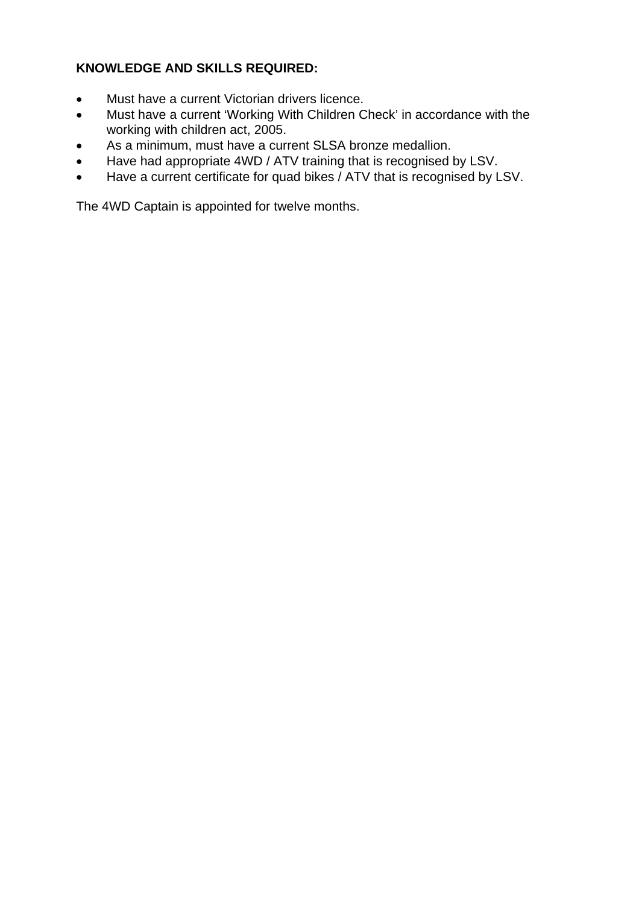**KNOWLEDGE AND SKILLS REQUIRED:**

- Must have a current Victorian drivers licence.
- Must have a current 'Working With Children Check' in accordance with the working with children act, 2005.
- As a minimum, must have a current SLSA bronze medallion.
- Have had appropriate 4WD / ATV training that is recognised by LSV.
- Have a current certificate for quad bikes / ATV that is recognised by LSV.

The 4WD Captain is appointed for twelve months.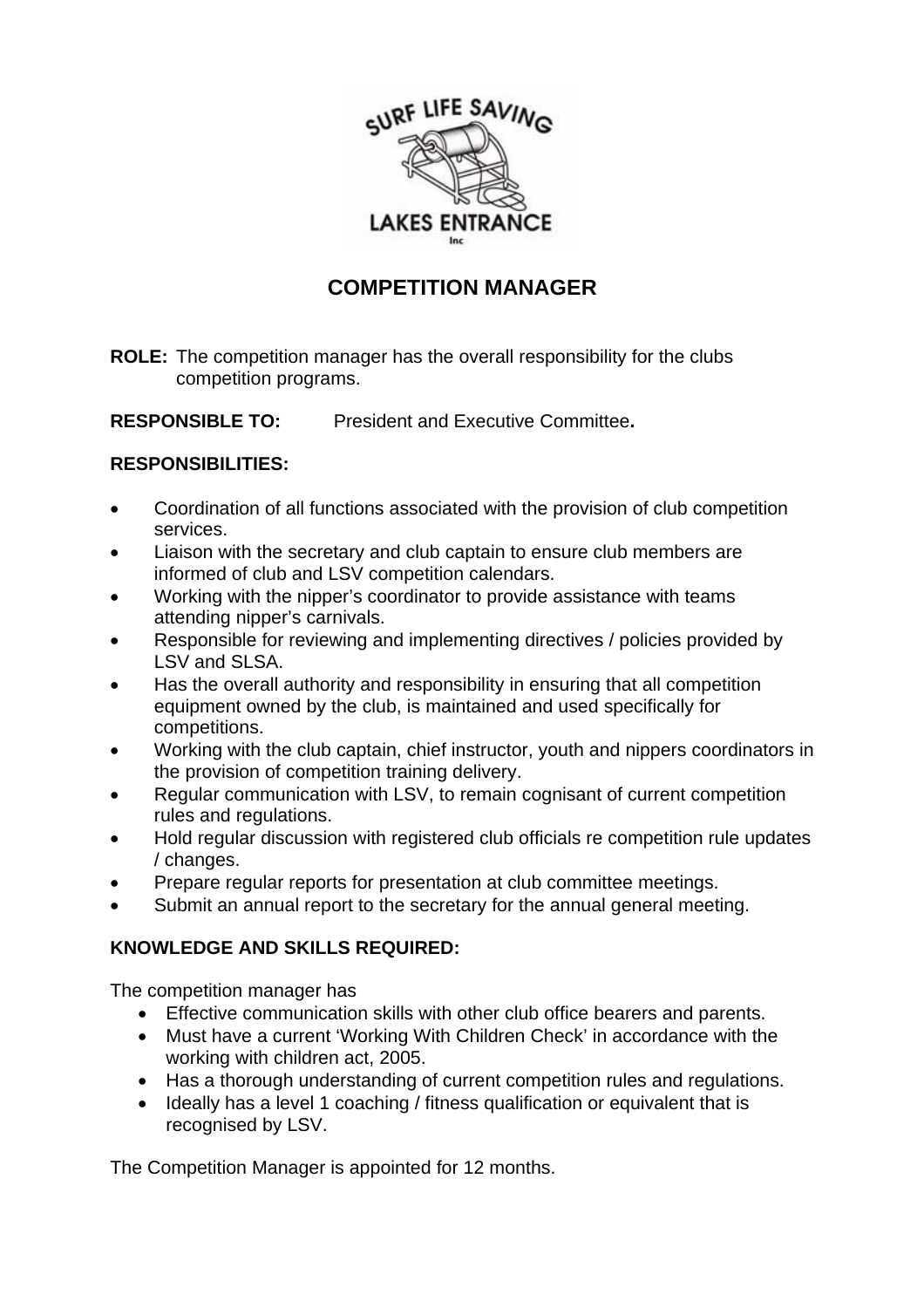# COMPETITION MANAGER

**ROLE:** The competition manager has the overall responsibility for the clubs competition programs.

**RESPONSIBLE TO:** President and Executive Committee**.**

**RESPONSIBILITIES:**

- Coordination of all functions associated with the provision of club competition services.
- Liaison with the secretary and club captain to ensure club members are informed of club and LSV competition calendars.
- Working with the nipper's coordinator to provide assistance with teams attending nipper's carnivals.
- Responsible for reviewing and implementing directives / policies provided by LSV and SLSA.
- Has the overall authority and responsibility in ensuring that all competition equipment owned by the club, is maintained and used specifically for competitions.
- Working with the club captain, chief instructor, youth and nippers coordinators in the provision of competition training delivery.
- Regular communication with LSV, to remain cognisant of current competition rules and regulations.
- Hold regular discussion with registered club officials re competition rule updates / changes.
- Prepare regular reports for presentation at club committee meetings.
- Submit an annual report to the secretary for the annual general meeting.

**KNOWLEDGE AND SKILLS REQUIRED:**

The competition manager has

- Effective communication skills with other club office bearers and parents.
- Must have a current 'Working With Children Check' in accordance with the working with children act, 2005.
- Has a thorough understanding of current competition rules and regulations.
- Ideally has a level 1 coaching / fitness qualification or equivalent that is recognised by LSV.

The Competition Manager is appointed for 12 months.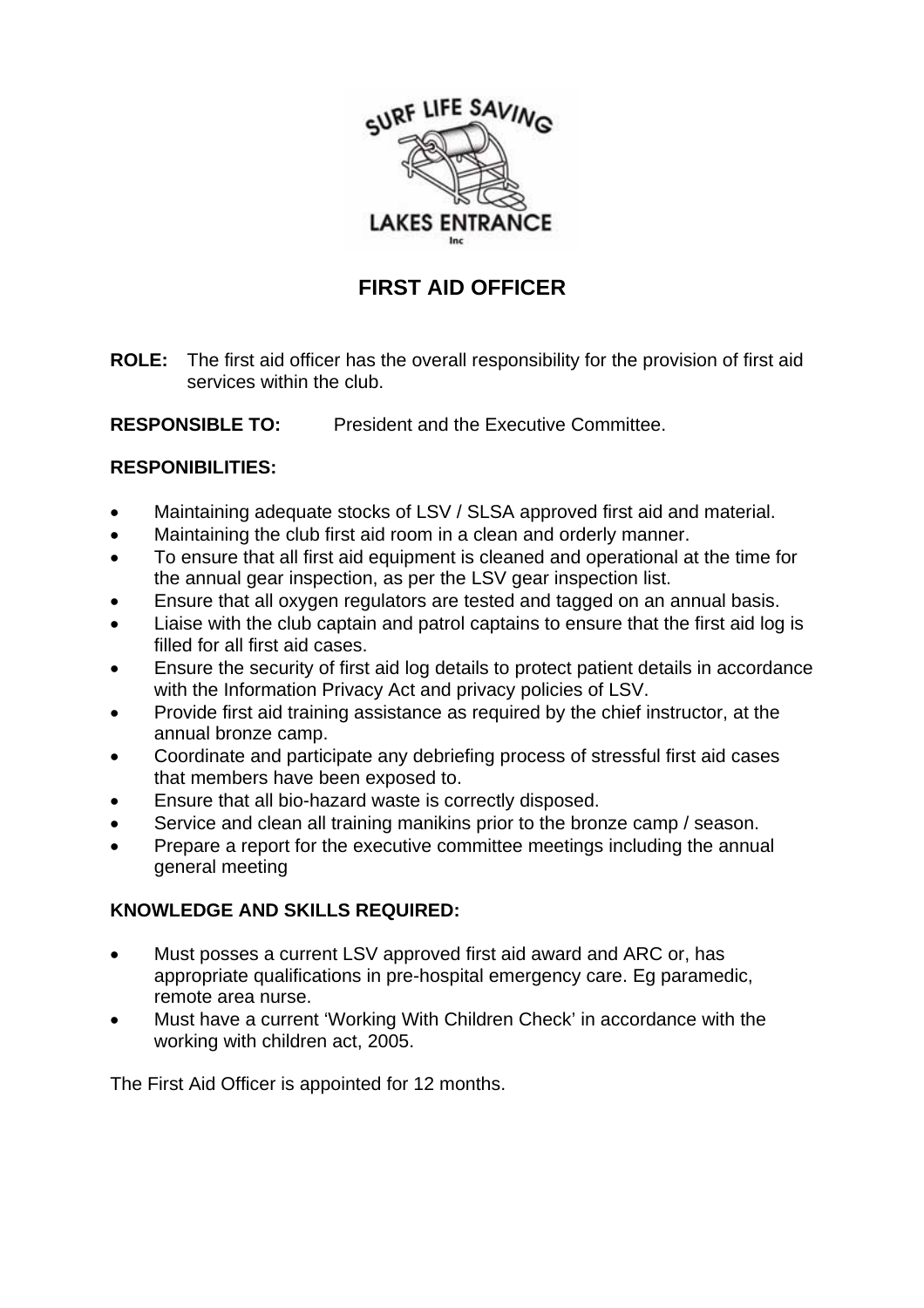# FIRST AID OFFICER

**ROLE:** The first aid officer has the overall responsibility for the provision of first aid services within the club.

**RESPONSIBLE TO:** President and the Executive Committee.

**RESPONIBILITIES:**

- Maintaining adequate stocks of LSV / SLSA approved first aid and material.
- Maintaining the club first aid room in a clean and orderly manner.
- To ensure that all first aid equipment is cleaned and operational at the time for the annual gear inspection, as per the LSV gear inspection list.
- Ensure that all oxygen regulators are tested and tagged on an annual basis.
- Liaise with the club captain and patrol captains to ensure that the first aid log is filled for all first aid cases.
- Ensure the security of first aid log details to protect patient details in accordance with the Information Privacy Act and privacy policies of LSV.
- Provide first aid training assistance as required by the chief instructor, at the annual bronze camp.
- Coordinate and participate any debriefing process of stressful first aid cases that members have been exposed to.
- Ensure that all bio-hazard waste is correctly disposed.
- Service and clean all training manikins prior to the bronze camp / season.
- Prepare a report for the executive committee meetings including the annual general meeting

**KNOWLEDGE AND SKILLS REQUIRED:**

- Must posses a current LSV approved first aid award and ARC or, has appropriate qualifications in pre-hospital emergency care. Eg paramedic, remote area nurse.
- Must have a current 'Working With Children Check' in accordance with the working with children act, 2005.

The First Aid Officer is appointed for 12 months.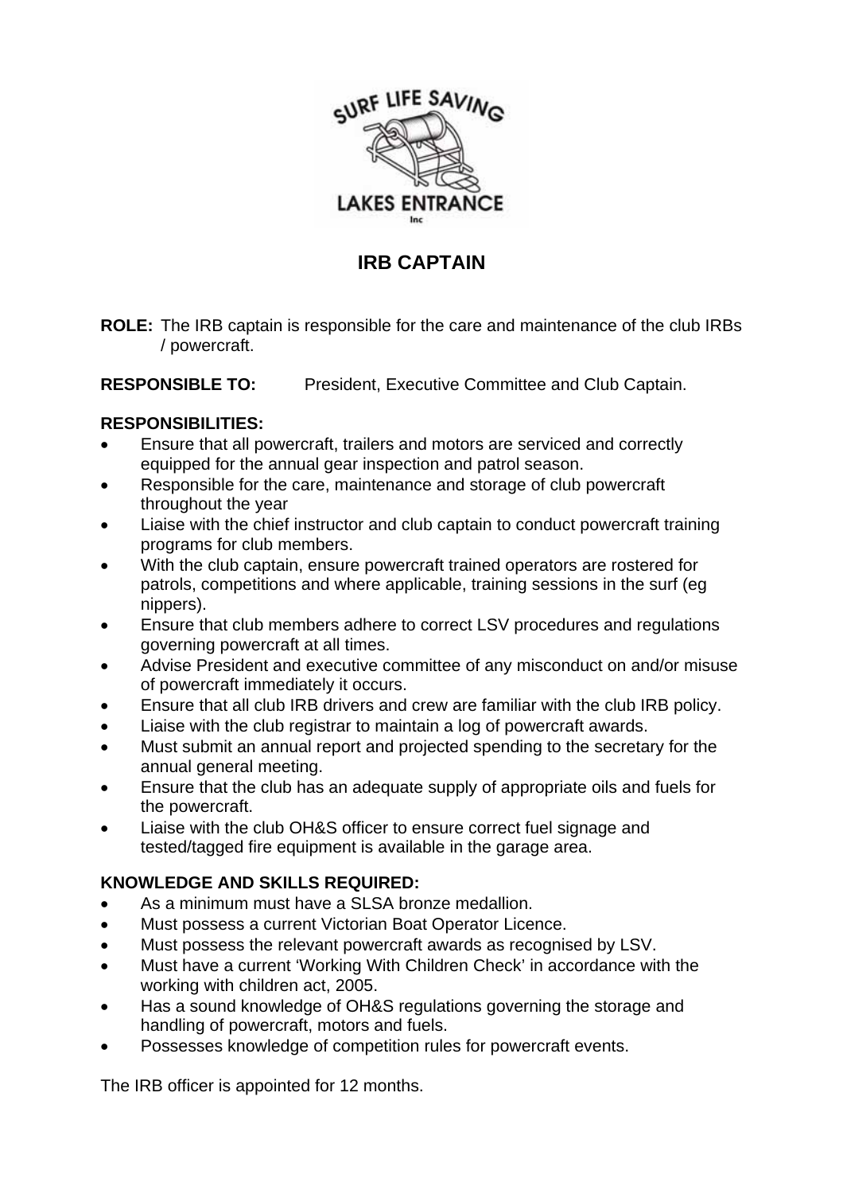# IRB CAPTAIN

**ROLE:** The IRB captain is responsible for the care and maintenance of the club IRBs / powercraft.

**RESPONSIBLE TO:** President, Executive Committee and Club Captain.

**RESPONSIBILITIES:**

- Ensure that all powercraft, trailers and motors are serviced and correctly equipped for the annual gear inspection and patrol season.
- Responsible for the care, maintenance and storage of club powercraft throughout the year
- Liaise with the chief instructor and club captain to conduct powercraft training programs for club members.
- With the club captain, ensure powercraft trained operators are rostered for patrols, competitions and where applicable, training sessions in the surf (eg nippers).
- Ensure that club members adhere to correct LSV procedures and regulations governing powercraft at all times.
- Advise President and executive committee of any misconduct on and/or misuse of powercraft immediately it occurs.
- Ensure that all club IRB drivers and crew are familiar with the club IRB policy.
- Liaise with the club registrar to maintain a log of powercraft awards.
- Must submit an annual report and projected spending to the secretary for the annual general meeting.
- Ensure that the club has an adequate supply of appropriate oils and fuels for the powercraft.
- Liaise with the club OH&S officer to ensure correct fuel signage and tested/tagged fire equipment is available in the garage area.

**KNOWLEDGE AND SKILLS REQUIRED:**

- As a minimum must have a SLSA bronze medallion.
- Must possess a current Victorian Boat Operator Licence.
- Must possess the relevant powercraft awards as recognised by LSV.
- Must have a current 'Working With Children Check' in accordance with the working with children act, 2005.
- Has a sound knowledge of OH&S regulations governing the storage and handling of powercraft, motors and fuels.
- Possesses knowledge of competition rules for powercraft events.

The IRB officer is appointed for 12 months.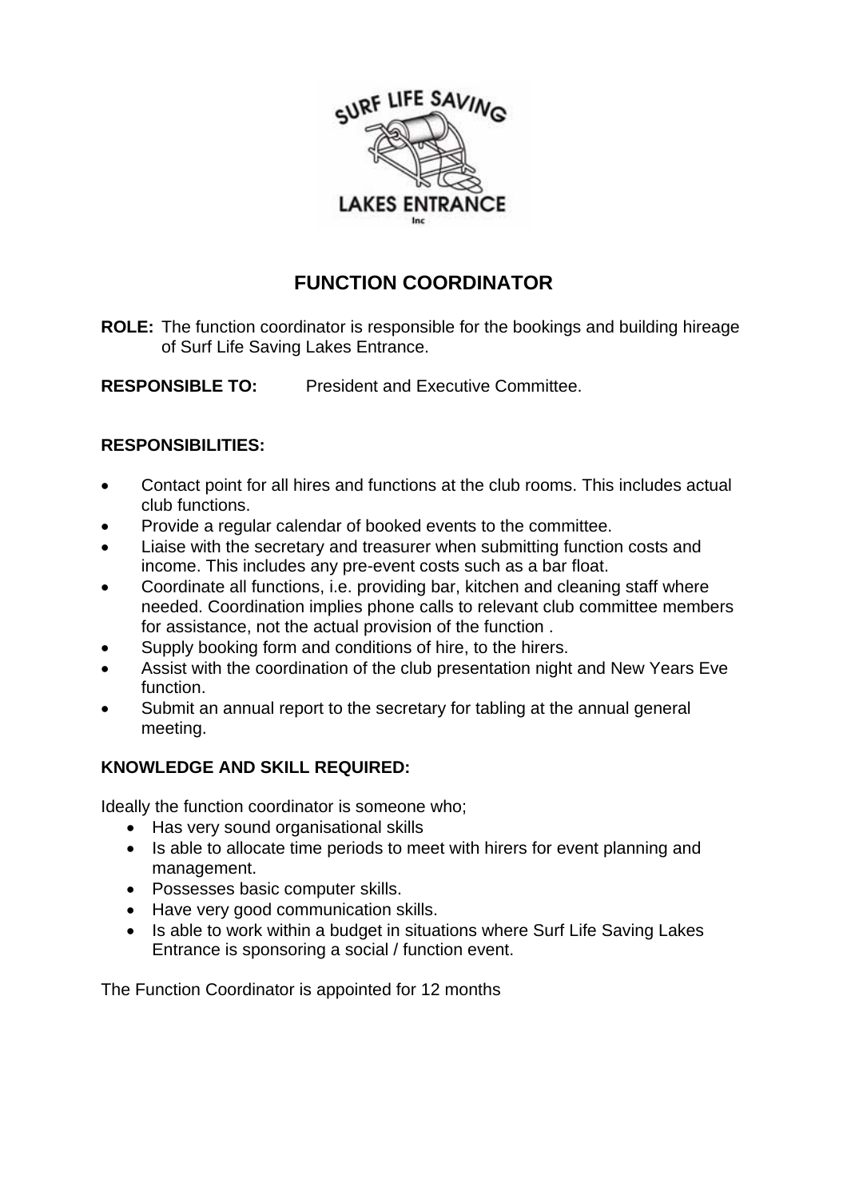# FUNCTION COORDINATOR

**ROLE:** The function coordinator is responsible for the bookings and building hireage of Surf Life Saving Lakes Entrance.

**RESPONSIBLE TO:** President and Executive Committee.

**RESPONSIBILITIES:**

- Contact point for all hires and functions at the club rooms. This includes actual club functions.
- Provide a regular calendar of booked events to the committee.
- Liaise with the secretary and treasurer when submitting function costs and income. This includes any pre-event costs such as a bar float.
- Coordinate all functions, i.e. providing bar, kitchen and cleaning staff where needed. Coordination implies phone calls to relevant club committee members for assistance, not the actual provision of the function .
- Supply booking form and conditions of hire, to the hirers.
- Assist with the coordination of the club presentation night and New Years Eve function.
- Submit an annual report to the secretary for tabling at the annual general meeting.

**KNOWLEDGE AND SKILL REQUIRED:**

Ideally the function coordinator is someone who;

- Has very sound organisational skills
- Is able to allocate time periods to meet with hirers for event planning and management.
- Possesses basic computer skills.
- Have very good communication skills.
- Is able to work within a budget in situations where Surf Life Saving Lakes Entrance is sponsoring a social / function event.

The Function Coordinator is appointed for 12 months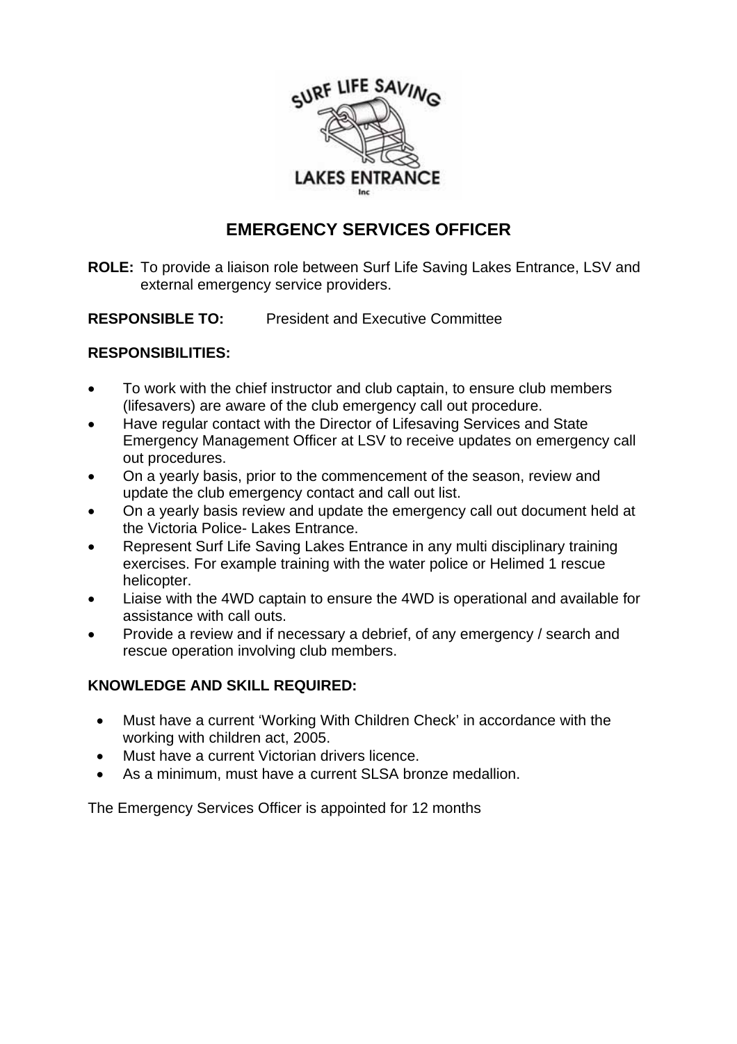# EMERGENCY SERVICES OFFICER

**ROLE:** To provide a liaison role between Surf Life Saving Lakes Entrance, LSV and external emergency service providers.

**RESPONSIBLE TO:** President and Executive Committee

**RESPONSIBILITIES:**

- To work with the chief instructor and club captain, to ensure club members (lifesavers) are aware of the club emergency call out procedure.
- Have regular contact with the Director of Lifesaving Services and State Emergency Management Officer at LSV to receive updates on emergency call out procedures.
- On a yearly basis, prior to the commencement of the season, review and update the club emergency contact and call out list.
- On a yearly basis review and update the emergency call out document held at the Victoria Police- Lakes Entrance.
- Represent Surf Life Saving Lakes Entrance in any multi disciplinary training exercises. For example training with the water police or Helimed 1 rescue helicopter.
- Liaise with the 4WD captain to ensure the 4WD is operational and available for assistance with call outs.
- Provide a review and if necessary a debrief, of any emergency / search and rescue operation involving club members.

**KNOWLEDGE AND SKILL REQUIRED:**

- Must have a current 'Working With Children Check' in accordance with the working with children act, 2005.
- Must have a current Victorian drivers licence.
- As a minimum, must have a current SLSA bronze medallion.

The Emergency Services Officer is appointed for 12 months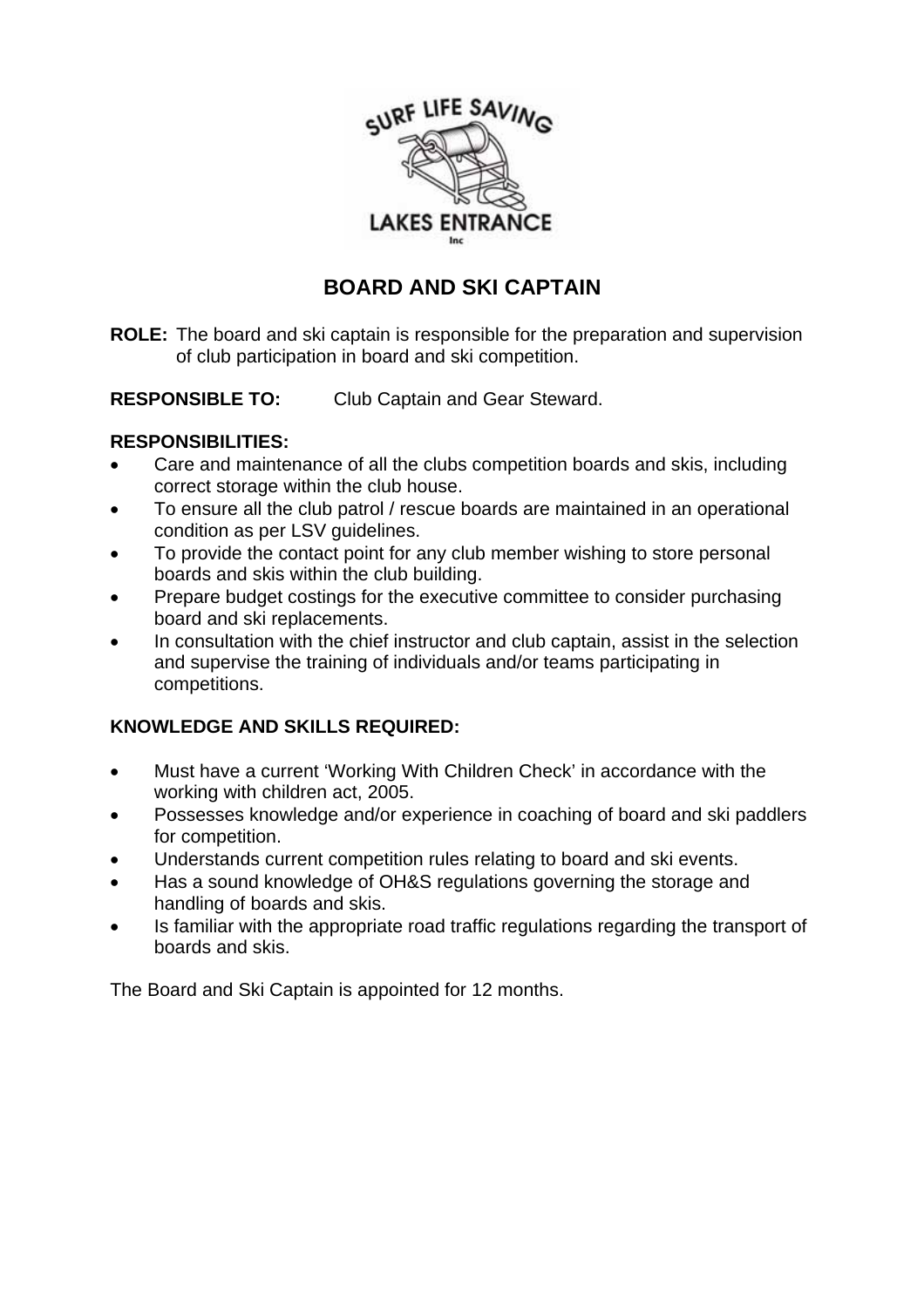# BOARD AND SKI CAPTAIN

**ROLE:** The board and ski captain is responsible for the preparation and supervision of club participation in board and ski competition.

**RESPONSIBLE TO:** Club Captain and Gear Steward.

**RESPONSIBILITIES:**

- Care and maintenance of all the clubs competition boards and skis, including correct storage within the club house.
- To ensure all the club patrol / rescue boards are maintained in an operational condition as per LSV guidelines.
- To provide the contact point for any club member wishing to store personal boards and skis within the club building.
- Prepare budget costings for the executive committee to consider purchasing board and ski replacements.
- In consultation with the chief instructor and club captain, assist in the selection and supervise the training of individuals and/or teams participating in competitions.

**KNOWLEDGE AND SKILLS REQUIRED:**

- Must have a current 'Working With Children Check' in accordance with the working with children act, 2005.
- Possesses knowledge and/or experience in coaching of board and ski paddlers for competition.
- Understands current competition rules relating to board and ski events.
- Has a sound knowledge of OH&S regulations governing the storage and handling of boards and skis.
- Is familiar with the appropriate road traffic regulations regarding the transport of boards and skis.

The Board and Ski Captain is appointed for 12 months.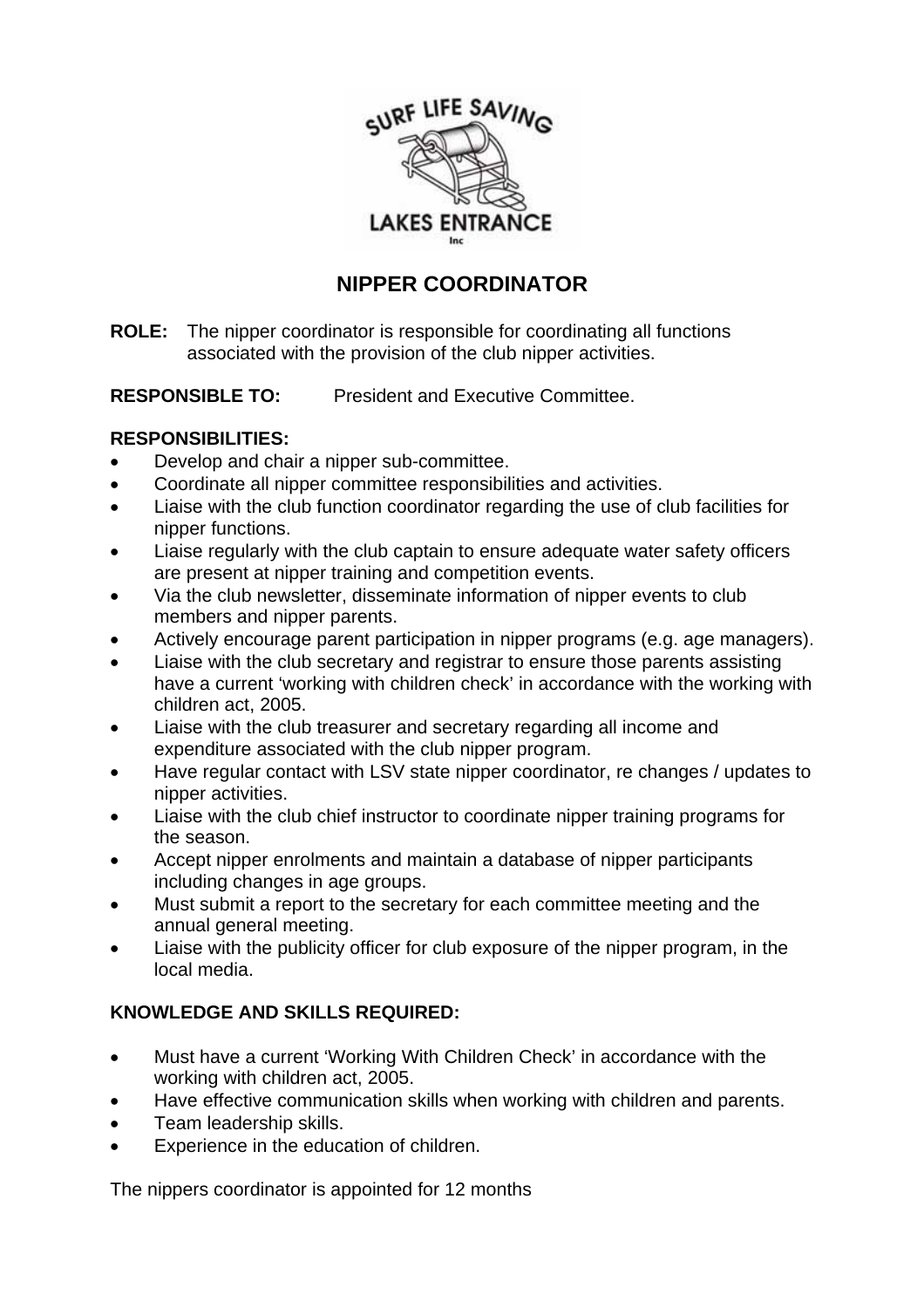# NIPPER COORDINATOR

**ROLE:** The nipper coordinator is responsible for coordinating all functions associated with the provision of the club nipper activities.

**RESPONSIBLE TO:** President and Executive Committee.

**RESPONSIBILITIES:**

- Develop and chair a nipper sub-committee.
- Coordinate all nipper committee responsibilities and activities.
- Liaise with the club function coordinator regarding the use of club facilities for nipper functions.
- Liaise regularly with the club captain to ensure adequate water safety officers are present at nipper training and competition events.
- Via the club newsletter, disseminate information of nipper events to club members and nipper parents.
- Actively encourage parent participation in nipper programs (e.g. age managers).
- Liaise with the club secretary and registrar to ensure those parents assisting have a current 'working with children check' in accordance with the working with children act, 2005.
- Liaise with the club treasurer and secretary regarding all income and expenditure associated with the club nipper program.
- Have regular contact with LSV state nipper coordinator, re changes / updates to nipper activities.
- Liaise with the club chief instructor to coordinate nipper training programs for the season.
- Accept nipper enrolments and maintain a database of nipper participants including changes in age groups.
- Must submit a report to the secretary for each committee meeting and the annual general meeting.
- Liaise with the publicity officer for club exposure of the nipper program, in the local media.

**KNOWLEDGE AND SKILLS REQUIRED:**

- Must have a current 'Working With Children Check' in accordance with the working with children act, 2005.
- Have effective communication skills when working with children and parents.
- Team leadership skills.
- Experience in the education of children.

The nippers coordinator is appointed for 12 months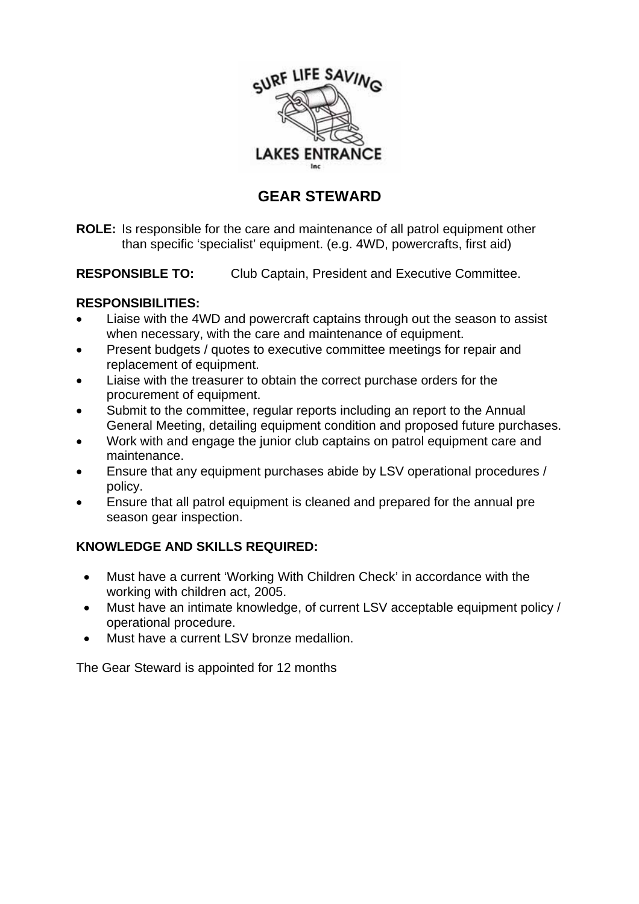SURF LIFE SAVING

LAKES ENTRANCE

Inc

# GEAR STEWARD

**ROLE:** Is responsible for the care and maintenance of all patrol equipment other than specific 'specialist' equipment. (e.g. 4WD, powercrafts, first aid)

**RESPONSIBLE TO:** Club Captain, President and Executive Committee.

**RESPONSIBILITIES:**

- Liaise with the 4WD and powercraft captains through out the season to assist when necessary, with the care and maintenance of equipment.
- Present budgets / quotes to executive committee meetings for repair and replacement of equipment.
- Liaise with the treasurer to obtain the correct purchase orders for the procurement of equipment.
- Submit to the committee, regular reports including an report to the Annual General Meeting, detailing equipment condition and proposed future purchases.
- Work with and engage the junior club captains on patrol equipment care and maintenance.
- Ensure that any equipment purchases abide by LSV operational procedures / policy.
- Ensure that all patrol equipment is cleaned and prepared for the annual pre season gear inspection.

**KNOWLEDGE AND SKILLS REQUIRED:**

- Must have a current 'Working With Children Check' in accordance with the working with children act, 2005.
- Must have an intimate knowledge, of current LSV acceptable equipment policy / operational procedure.
- Must have a current LSV bronze medallion.

The Gear Steward is appointed for 12 months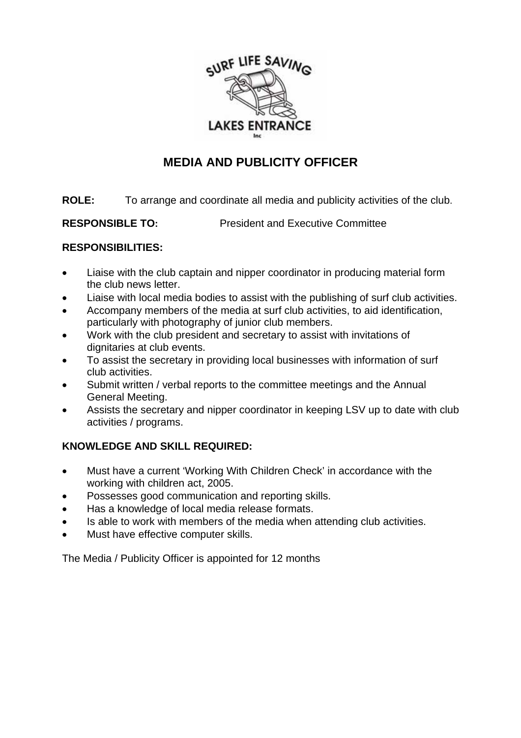SURF LIFE SAVING

LAKES ENTRANCE

Inc

# MEDIA AND PUBLICITY OFFICER

**ROLE:** To arrange and coordinate all media and publicity activities of the club.

**RESPONSIBLE TO:** President and Executive Committee

**RESPONSIBILITIES:**

- Liaise with the club captain and nipper coordinator in producing material form the club news letter.
- Liaise with local media bodies to assist with the publishing of surf club activities.
- Accompany members of the media at surf club activities, to aid identification, particularly with photography of junior club members.
- Work with the club president and secretary to assist with invitations of dignitaries at club events.
- To assist the secretary in providing local businesses with information of surf club activities.
- Submit written / verbal reports to the committee meetings and the Annual General Meeting.
- Assists the secretary and nipper coordinator in keeping LSV up to date with club activities / programs.

**KNOWLEDGE AND SKILL REQUIRED:**

- Must have a current 'Working With Children Check' in accordance with the working with children act, 2005.
- Possesses good communication and reporting skills.
- Has a knowledge of local media release formats.
- Is able to work with members of the media when attending club activities.
- Must have effective computer skills.

The Media / Publicity Officer is appointed for 12 months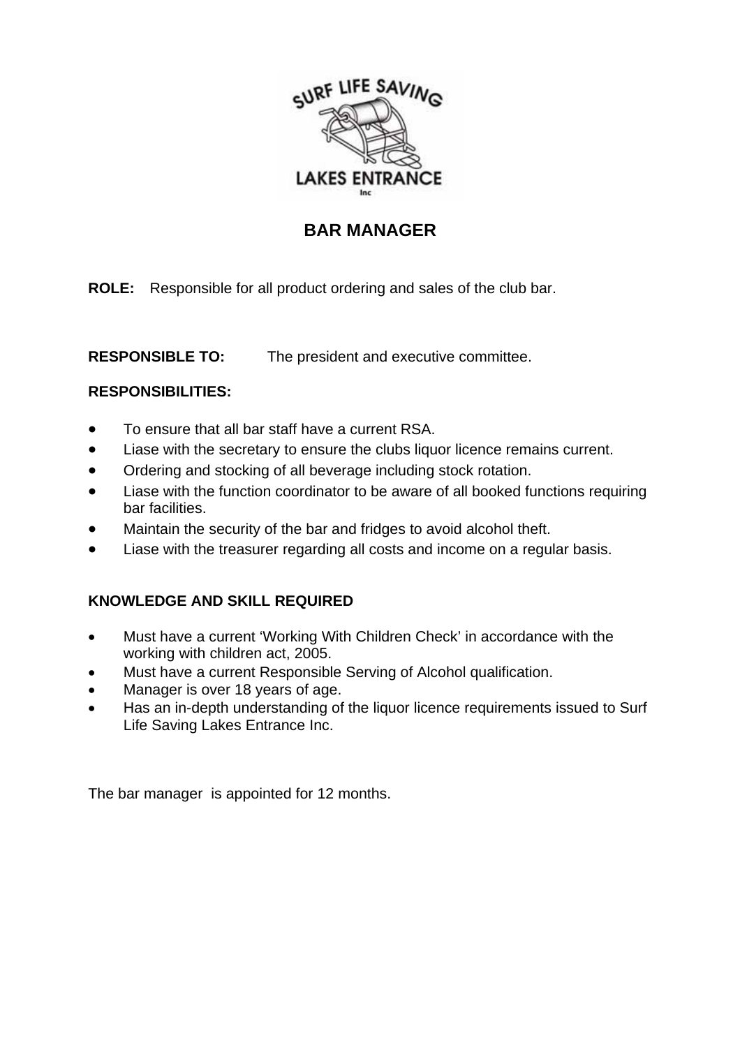# BAR MANAGER

**ROLE:** Responsible for all product ordering and sales of the club bar.

**RESPONSIBLE TO:** The president and executive committee.

**RESPONSIBILITIES:**

- To ensure that all bar staff have a current RSA.
- Liase with the secretary to ensure the clubs liquor licence remains current.
- Ordering and stocking of all beverage including stock rotation.
- Liase with the function coordinator to be aware of all booked functions requiring bar facilities.
- Maintain the security of the bar and fridges to avoid alcohol theft.
- Liase with the treasurer regarding all costs and income on a regular basis.

**KNOWLEDGE AND SKILL REQUIRED**

- Must have a current 'Working With Children Check' in accordance with the working with children act, 2005.
- Must have a current Responsible Serving of Alcohol qualification.
- Manager is over 18 years of age.
- Has an in-depth understanding of the liquor licence requirements issued to Surf Life Saving Lakes Entrance Inc.

The bar manager is appointed for 12 months.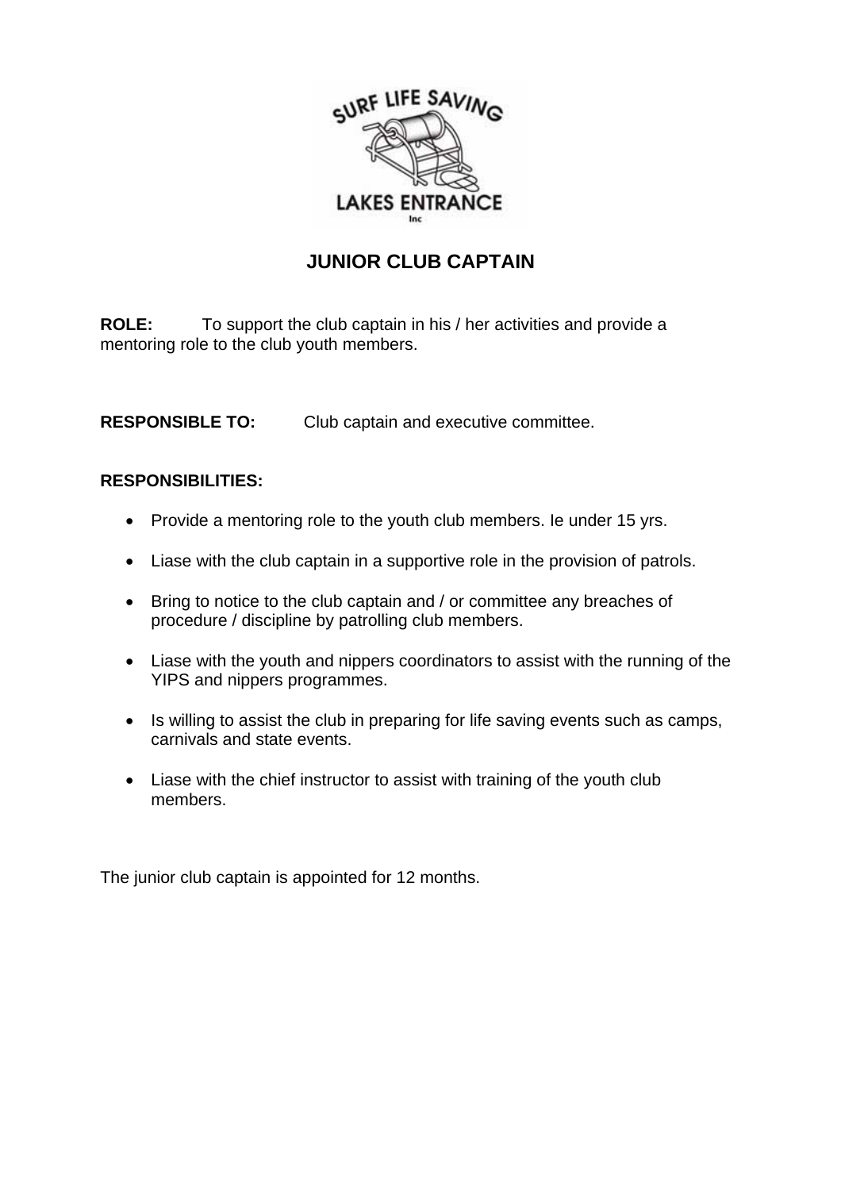# JUNIOR CLUB CAPTAIN

**ROLE:** To support the club captain in his / her activities and provide a mentoring role to the club youth members.

**RESPONSIBLE TO:** Club captain and executive committee.

**RESPONSIBILITIES:**

- Provide a mentoring role to the youth club members. Ie under 15 yrs.
- Liase with the club captain in a supportive role in the provision of patrols.
- Bring to notice to the club captain and / or committee any breaches of procedure / discipline by patrolling club members.
- Liase with the youth and nippers coordinators to assist with the running of the YIPS and nippers programmes.
- Is willing to assist the club in preparing for life saving events such as camps, carnivals and state events.
- Liase with the chief instructor to assist with training of the youth club members.

The junior club captain is appointed for 12 months.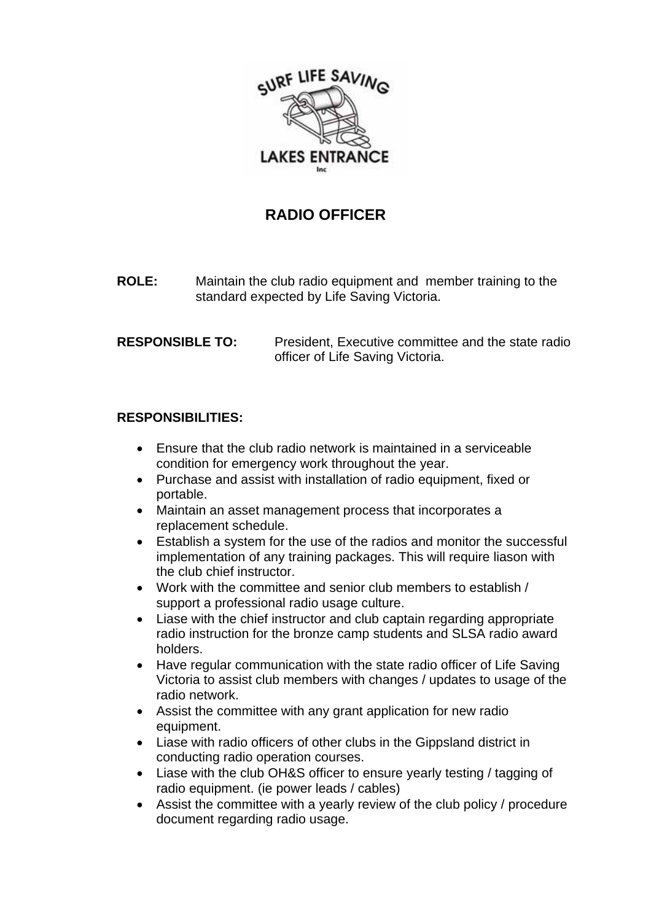# RADIO OFFICER

**ROLE:** Maintain the club radio equipment and member training to the standard expected by Life Saving Victoria.

**RESPONSIBLE TO:** President, Executive committee and the state radio officer of Life Saving Victoria.

**RESPONSIBILITIES:**

- Ensure that the club radio network is maintained in a serviceable condition for emergency work throughout the year.
- Purchase and assist with installation of radio equipment, fixed or portable.
- Maintain an asset management process that incorporates a replacement schedule.
- Establish a system for the use of the radios and monitor the successful implementation of any training packages. This will require liason with the club chief instructor.
- Work with the committee and senior club members to establish / support a professional radio usage culture.
- Liase with the chief instructor and club captain regarding appropriate radio instruction for the bronze camp students and SLSA radio award holders.
- Have regular communication with the state radio officer of Life Saving Victoria to assist club members with changes / updates to usage of the radio network.
- Assist the committee with any grant application for new radio equipment.
- Liase with radio officers of other clubs in the Gippsland district in conducting radio operation courses.
- Liase with the club OH&S officer to ensure yearly testing / tagging of radio equipment. (ie power leads / cables)
- Assist the committee with a yearly review of the club policy / procedure document regarding radio usage.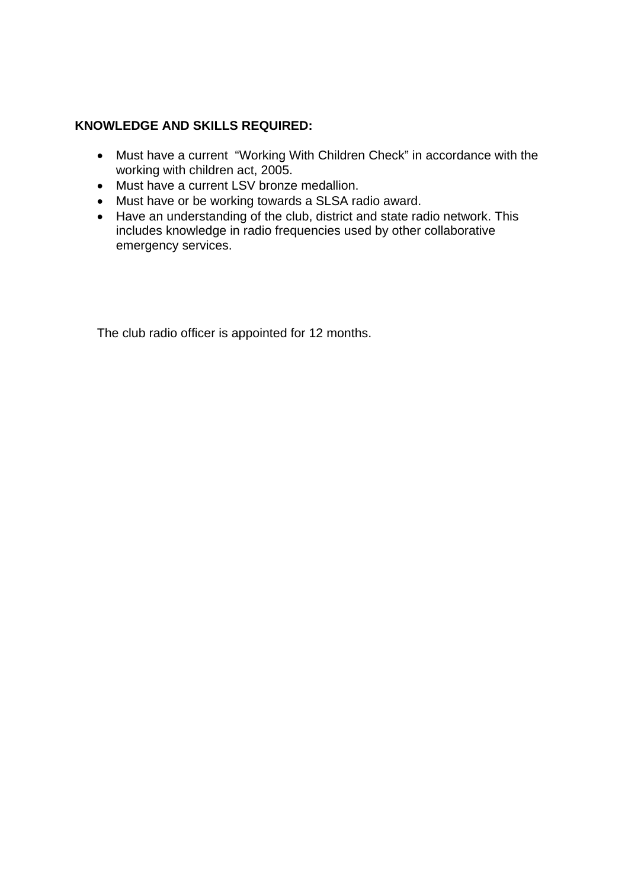**KNOWLEDGE AND SKILLS REQUIRED:**

- Must have a current  “Working With Children Check” in accordance with the working with children act, 2005.
- Must have a current LSV bronze medallion.
- Must have or be working towards a SLSA radio award.
- Have an understanding of the club, district and state radio network. This includes knowledge in radio frequencies used by other collaborative emergency services.

The club radio officer is appointed for 12 months.